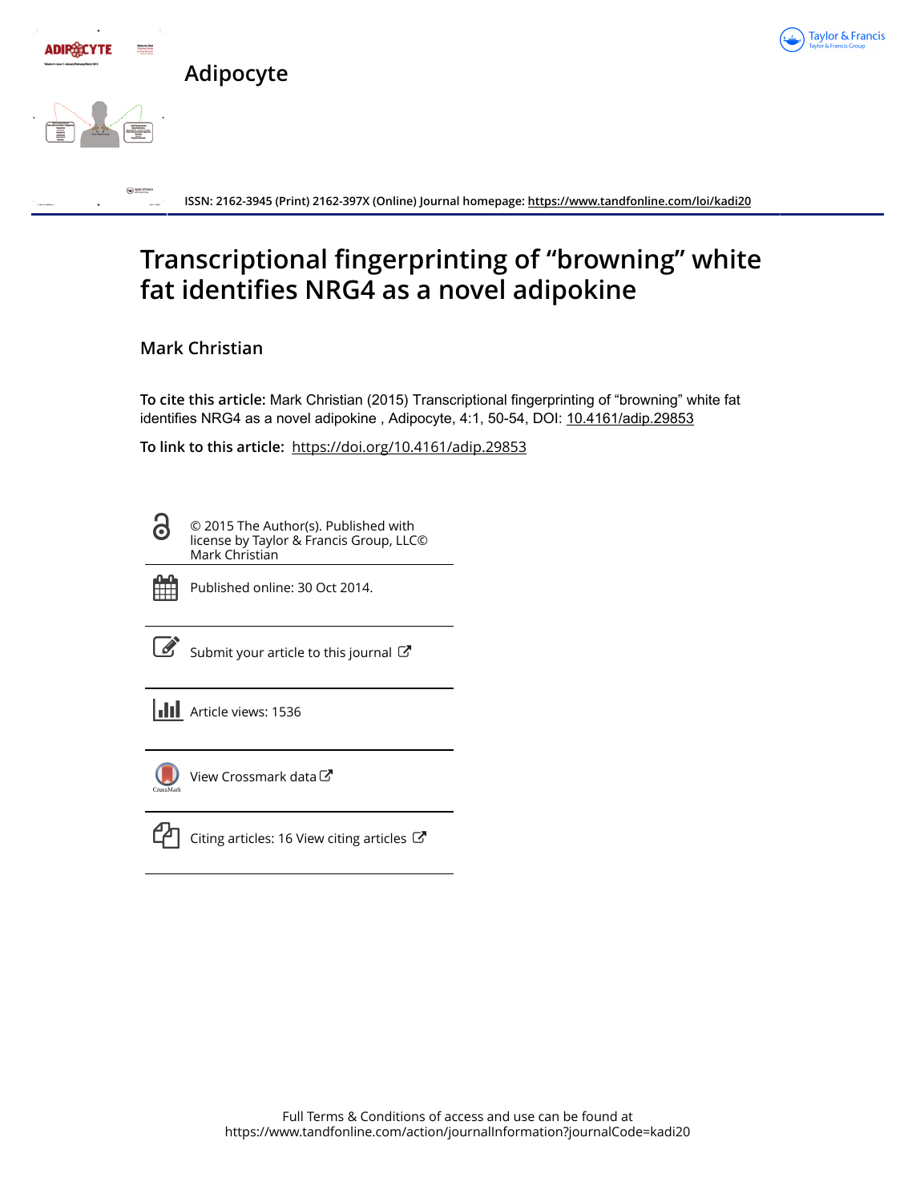# Adipocyte

ISSN: 2162-3945 (Print) 2162-397X (Online) Journal homepage: https://www.tandfonline.com/loi/kadi20

# Transcriptional fingerprinting of "browning" white fat identifies NRG4 as a novel adipokine

## Mark Christian

**To cite this article:** Mark Christian (2015) Transcriptional fingerprinting of "browning" white fat identifies NRG4 as a novel adipokine , Adipocyte, 4:1, 50-54, DOI: 10.4161/adip.29853

**To link to this article:** https://doi.org/10.4161/adip.29853

© 2015 The Author(s). Published with license by Taylor & Francis Group, LLC© Mark Christian

Published online: 30 Oct 2014.

Submit your article to this journal

Article views: 1536

View Crossmark data

Citing articles: 16 View citing articles

Full Terms & Conditions of access and use can be found at https://www.tandfonline.com/action/journalInformation?journalCode=kadi20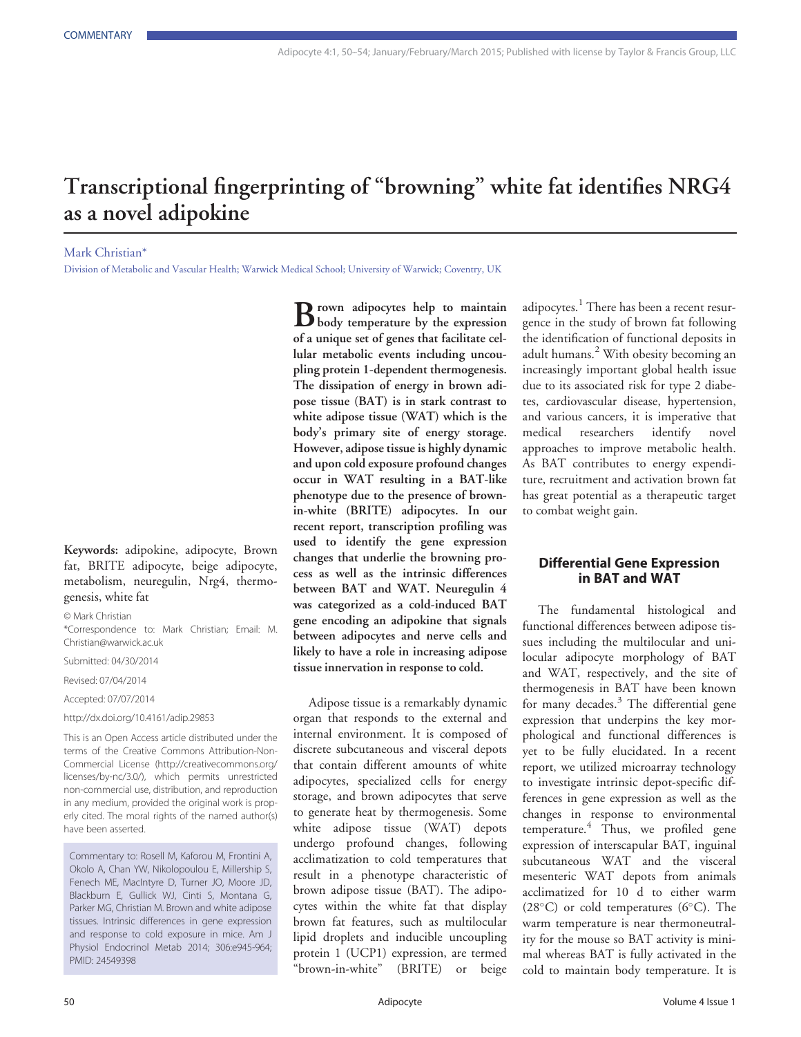# Transcriptional fingerprinting of "browning" white fat identifies NRG4 as a novel adipokine

Mark Christian*

Division of Metabolic and Vascular Health; Warwick Medical School; University of Warwick; Coventry, UK

**Keywords:** adipokine, adipocyte, Brown fat, BRITE adipocyte, beige adipocyte, metabolism, neuregulin, Nrg4, thermogenesis, white fat

© Mark Christian

*Correspondence to: Mark Christian; Email: M.Christian@warwick.ac.uk

Submitted: 04/30/2014

Revised: 07/04/2014

Accepted: 07/07/2014

http://dx.doi.org/10.4161/adip.29853

This is an Open Access article distributed under the terms of the Creative Commons Attribution-Non-Commercial License (http://creativecommons.org/licenses/by-nc/3.0/), which permits unrestricted non-commercial use, distribution, and reproduction in any medium, provided the original work is properly cited. The moral rights of the named author(s) have been asserted.

Commentary to: Rosell M, Kaforou M, Frontini A, Okolo A, Chan YW, Nikolopoulou E, Millership S, Fenech ME, MacIntyre D, Turner JO, Moore JD, Blackburn E, Gullick WJ, Cinti S, Montana G, Parker MG, Christian M. Brown and white adipose tissues. Intrinsic differences in gene expression and response to cold exposure in mice. Am J Physiol Endocrinol Metab 2014; 306:e945-964; PMID: 24549398

**Brown adipocytes help to maintain body temperature by the expression of a unique set of genes that facilitate cellular metabolic events including uncoupling protein 1-dependent thermogenesis. The dissipation of energy in brown adipose tissue (BAT) is in stark contrast to white adipose tissue (WAT) which is the body's primary site of energy storage. However, adipose tissue is highly dynamic and upon cold exposure profound changes occur in WAT resulting in a BAT-like phenotype due to the presence of brown-in-white (BRITE) adipocytes. In our recent report, transcription profiling was used to identify the gene expression changes that underlie the browning process as well as the intrinsic differences between BAT and WAT. Neuregulin 4 was categorized as a cold-induced BAT gene encoding an adipokine that signals between adipocytes and nerve cells and likely to have a role in increasing adipose tissue innervation in response to cold.**

Adipose tissue is a remarkably dynamic organ that responds to the external and internal environment. It is composed of discrete subcutaneous and visceral depots that contain different amounts of white adipocytes, specialized cells for energy storage, and brown adipocytes that serve to generate heat by thermogenesis. Some white adipose tissue (WAT) depots undergo profound changes, following acclimatization to cold temperatures that result in a phenotype characteristic of brown adipose tissue (BAT). The adipocytes within the white fat that display brown fat features, such as multilocular lipid droplets and inducible uncoupling protein 1 (UCP1) expression, are termed "brown-in-white" (BRITE) or beige adipocytes.[1] There has been a recent resurgence in the study of brown fat following the identification of functional deposits in adult humans.[2] With obesity becoming an increasingly important global health issue due to its associated risk for type 2 diabetes, cardiovascular disease, hypertension, and various cancers, it is imperative that medical researchers identify novel approaches to improve metabolic health. As BAT contributes to energy expenditure, recruitment and activation brown fat has great potential as a therapeutic target to combat weight gain.

## Differential Gene Expression in BAT and WAT

The fundamental histological and functional differences between adipose tissues including the multilocular and unilocular adipocyte morphology of BAT and WAT, respectively, and the site of thermogenesis in BAT have been known for many decades.[3] The differential gene expression that underpins the key morphological and functional differences is yet to be fully elucidated. In a recent report, we utilized microarray technology to investigate intrinsic depot-specific differences in gene expression as well as the changes in response to environmental temperature.[4] Thus, we profiled gene expression of interscapular BAT, inguinal subcutaneous WAT and the visceral mesenteric WAT depots from animals acclimatized for 10 d to either warm (28°C) or cold temperatures (6°C). The warm temperature is near thermoneutrality for the mouse so BAT activity is minimal whereas BAT is fully activated in the cold to maintain body temperature. It is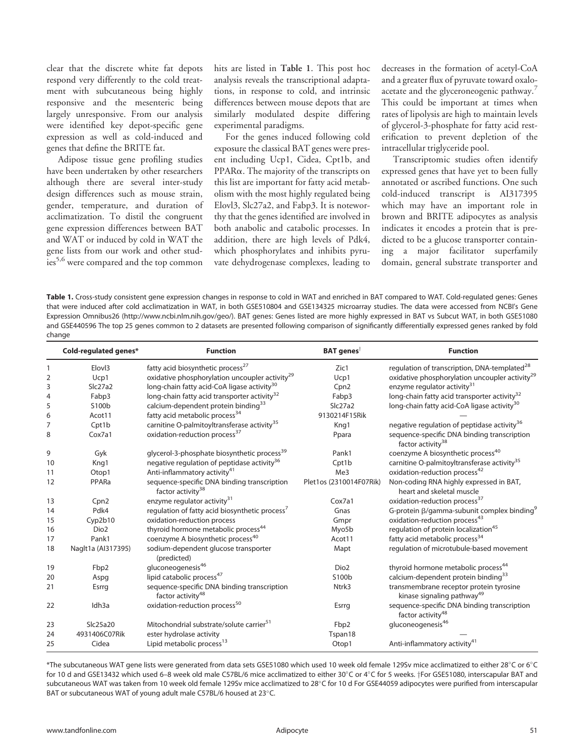clear that the discrete white fat depots respond very differently to the cold treatment with subcutaneous being highly responsive and the mesenteric being largely unresponsive. From our analysis were identified key depot-specific gene expression as well as cold-induced and genes that define the BRITE fat.

Adipose tissue gene profiling studies have been undertaken by other researchers although there are several inter-study design differences such as mouse strain, gender, temperature, and duration of acclimatization. To distil the congruent gene expression differences between BAT and WAT or induced by cold in WAT the gene lists from our work and other studies[5,6] were compared and the top common hits are listed in **Table 1**. This post hoc analysis reveals the transcriptional adaptations, in response to cold, and intrinsic differences between mouse depots that are similarly modulated despite differing experimental paradigms.

For the genes induced following cold exposure the classical BAT genes were present including Ucp1, Cidea, Cpt1b, and PPARα. The majority of the transcripts on this list are important for fatty acid metabolism with the most highly regulated being Elovl3, Slc27a2, and Fabp3. It is noteworthy that the genes identified are involved in both anabolic and catabolic processes. In addition, there are high levels of Pdk4, which phosphorylates and inhibits pyruvate dehydrogenase complexes, leading to decreases in the formation of acetyl-CoA and a greater flux of pyruvate toward oxaloacetate and the glyceroneogenic pathway.[7] This could be important at times when rates of lipolysis are high to maintain levels of glycerol-3-phosphate for fatty acid resterification to prevent depletion of the intracellular triglyceride pool.

Transcriptomic studies often identify expressed genes that have yet to be fully annotated or ascribed functions. One such cold-induced transcript is AI317395 which may have an important role in brown and BRITE adipocytes as analysis indicates it encodes a protein that is predicted to be a glucose transporter containing a major facilitator superfamily domain, general substrate transporter and

**Table 1.** Cross-study consistent gene expression changes in response to cold in WAT and enriched in BAT compared to WAT. Cold-regulated genes: Genes that were induced after cold acclimatization in WAT, in both GSE510804 and GSE134325 microarray studies. The data were accessed from NCBI's Gene Expression Omnibus26 (http://www.ncbi.nlm.nih.gov/geo/). BAT genes: Genes listed are more highly expressed in BAT vs Subcut WAT, in both GSE51080 and GSE440596 The top 25 genes common to 2 datasets are presented following comparison of significantly differentially expressed genes ranked by fold change

| | Cold-regulated genes* | Function | BAT genes† | Function |
|---|---|---|---|---|
| 1 | Elovl3 | fatty acid biosynthetic process[27] | Zic1 | regulation of transcription, DNA-templated[28] |
| 2 | Ucp1 | oxidative phosphorylation uncoupler activity[29] | Ucp1 | oxidative phosphorylation uncoupler activity[29] |
| 3 | Slc27a2 | long-chain fatty acid-CoA ligase activity[30] | Cpn2 | enzyme regulator activity[31] |
| 4 | Fabp3 | long-chain fatty acid transporter activity[32] | Fabp3 | long-chain fatty acid transporter activity[32] |
| 5 | S100b | calcium-dependent protein binding[33] | Slc27a2 | long-chain fatty acid-CoA ligase activity[30] |
| 6 | Acot11 | fatty acid metabolic process[34] | 9130214F15Rik | — |
| 7 | Cpt1b | carnitine O-palmitoyltransferase activity[35] | Kng1 | negative regulation of peptidase activity[36] |
| 8 | Cox7a1 | oxidation-reduction process[37] | Ppara | sequence-specific DNA binding transcription factor activity[38] |
| 9 | Gyk | glycerol-3-phosphate biosynthetic process[39] | Pank1 | coenzyme A biosynthetic process[40] |
| 10 | Kng1 | negative regulation of peptidase activity[36] | Cpt1b | carnitine O-palmitoyltransferase activity[35] |
| 11 | Otop1 | Anti-inflammatory activity[41] | Me3 | oxidation-reduction process[42] |
| 12 | PPARa | sequence-specific DNA binding transcription factor activity[38] | Plet1os (2310014F07Rik) | Non-coding RNA highly expressed in BAT, heart and skeletal muscle |
| 13 | Cpn2 | enzyme regulator activity[31] | Cox7a1 | oxidation-reduction process[37] |
| 14 | Pdk4 | regulation of fatty acid biosynthetic process[7] | Gnas | G-protein β/gamma-subunit complex binding[9] |
| 15 | Cyp2b10 | oxidation-reduction process | Gmpr | oxidation-reduction process[43] |
| 16 | Dio2 | thyroid hormone metabolic process[44] | Myo5b | regulation of protein localization[45] |
| 17 | Pank1 | coenzyme A biosynthetic process[40] | Acot11 | fatty acid metabolic process[34] |
| 18 | Naglt1a (AI317395) | sodium-dependent glucose transporter (predicted) | Mapt | regulation of microtubule-based movement |
| 19 | Fbp2 | gluconeogenesis[46] | Dio2 | thyroid hormone metabolic process[44] |
| 20 | Aspg | lipid catabolic process[47] | S100b | calcium-dependent protein binding[33] |
| 21 | Esrrg | sequence-specific DNA binding transcription factor activity[48] | Ntrk3 | transmembrane receptor protein tyrosine kinase signaling pathway[49] |
| 22 | Idh3a | oxidation-reduction process[50] | Esrrg | sequence-specific DNA binding transcription factor activity[48] |
| 23 | Slc25a20 | Mitochondrial substrate/solute carrier[51] | Fbp2 | gluconeogenesis[46] |
| 24 | 4931406C07Rik | ester hydrolase activity | Tspan18 | — |
| 25 | Cidea | Lipid metabolic process[13] | Otop1 | Anti-inflammatory activity[41] |

*The subcutaneous WAT gene lists were generated from data sets GSE51080 which used 10 week old female 129Sv mice acclimatized to either 28°C or 6°C for 10 d and GSE13432 which used 6–8 week old male C57BL/6 mice acclimatized to either 30°C or 4°C for 5 weeks. †For GSE51080, interscapular BAT and subcutaneous WAT was taken from 10 week old female 129Sv mice acclimatized to 28°C for 10 d For GSE44059 adipocytes were purified from interscapular BAT or subcutaneous WAT of young adult male C57BL/6 housed at 23°C.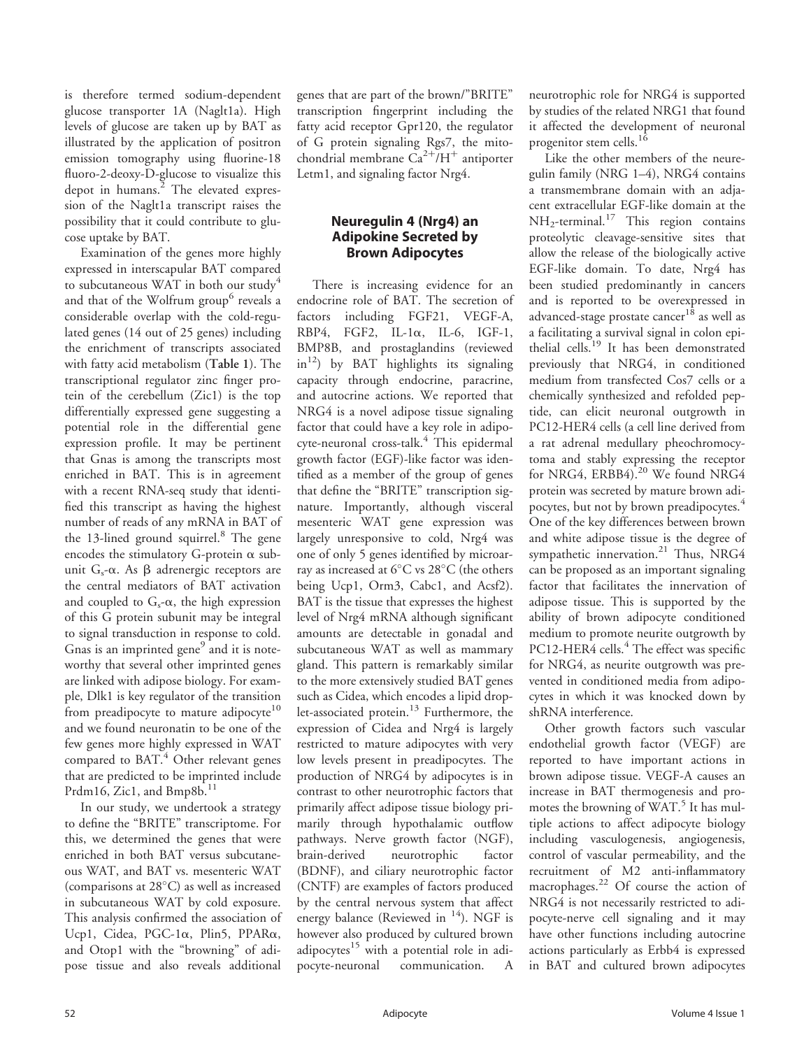is therefore termed sodium-dependent glucose transporter 1A (Naglt1a). High levels of glucose are taken up by BAT as illustrated by the application of positron emission tomography using fluorine-18 fluoro-2-deoxy-D-glucose to visualize this depot in humans.[2] The elevated expression of the Naglt1a transcript raises the possibility that it could contribute to glucose uptake by BAT.

Examination of the genes more highly expressed in interscapular BAT compared to subcutaneous WAT in both our study[4] and that of the Wolfrum group[6] reveals a considerable overlap with the cold-regulated genes (14 out of 25 genes) including the enrichment of transcripts associated with fatty acid metabolism (**Table 1**). The transcriptional regulator zinc finger protein of the cerebellum (Zic1) is the top differentially expressed gene suggesting a potential role in the differential gene expression profile. It may be pertinent that Gnas is among the transcripts most enriched in BAT. This is in agreement with a recent RNA-seq study that identified this transcript as having the highest number of reads of any mRNA in BAT of the 13-lined ground squirrel.[8] The gene encodes the stimulatory G-protein α subunit $G_s$-α. As β adrenergic receptors are the central mediators of BAT activation and coupled to $G_s$-α, the high expression of this G protein subunit may be integral to signal transduction in response to cold. Gnas is an imprinted gene[9] and it is noteworthy that several other imprinted genes are linked with adipose biology. For example, Dlk1 is key regulator of the transition from preadipocyte to mature adipocyte[10] and we found neuronatin to be one of the few genes more highly expressed in WAT compared to BAT.[4] Other relevant genes that are predicted to be imprinted include Prdm16, Zic1, and Bmp8b.[11]

In our study, we undertook a strategy to define the "BRITE" transcriptome. For this, we determined the genes that were enriched in both BAT versus subcutaneous WAT, and BAT vs. mesenteric WAT (comparisons at 28°C) as well as increased in subcutaneous WAT by cold exposure. This analysis confirmed the association of Ucp1, Cidea, PGC-1α, Plin5, PPARα, and Otop1 with the "browning" of adipose tissue and also reveals additional genes that are part of the brown/"BRITE" transcription fingerprint including the fatty acid receptor Gpr120, the regulator of G protein signaling Rgs7, the mitochondrial membrane $Ca^{2+}/H^{+}$ antiporter Letm1, and signaling factor Nrg4.

## Neuregulin 4 (Nrg4) an Adipokine Secreted by Brown Adipocytes

There is increasing evidence for an endocrine role of BAT. The secretion of factors including FGF21, VEGF-A, RBP4, FGF2, IL-1α, IL-6, IGF-1, BMP8B, and prostaglandins (reviewed in[12]) by BAT highlights its signaling capacity through endocrine, paracrine, and autocrine actions. We reported that NRG4 is a novel adipose tissue signaling factor that could have a key role in adipocyte-neuronal cross-talk.[4] This epidermal growth factor (EGF)-like factor was identified as a member of the group of genes that define the "BRITE" transcription signature. Importantly, although visceral mesenteric WAT gene expression was largely unresponsive to cold, Nrg4 was one of only 5 genes identified by microarray as increased at 6°C vs 28°C (the others being Ucp1, Orm3, Cabc1, and Acsf2). BAT is the tissue that expresses the highest level of Nrg4 mRNA although significant amounts are detectable in gonadal and subcutaneous WAT as well as mammary gland. This pattern is remarkably similar to the more extensively studied BAT genes such as Cidea, which encodes a lipid droplet-associated protein.[13] Furthermore, the expression of Cidea and Nrg4 is largely restricted to mature adipocytes with very low levels present in preadipocytes. The production of NRG4 by adipocytes is in contrast to other neurotrophic factors that primarily affect adipose tissue biology primarily through hypothalamic outflow pathways. Nerve growth factor (NGF), brain-derived neurotrophic factor (BDNF), and ciliary neurotrophic factor (CNTF) are examples of factors produced by the central nervous system that affect energy balance (Reviewed in [14]). NGF is however also produced by cultured brown adipocytes[15] with a potential role in adipocyte-neuronal communication. A neurotrophic role for NRG4 is supported by studies of the related NRG1 that found it affected the development of neuronal progenitor stem cells.[16]

Like the other members of the neuregulin family (NRG 1–4), NRG4 contains a transmembrane domain with an adjacent extracellular EGF-like domain at the $NH_2$-terminal.[17] This region contains proteolytic cleavage-sensitive sites that allow the release of the biologically active EGF-like domain. To date, Nrg4 has been studied predominantly in cancers and is reported to be overexpressed in advanced-stage prostate cancer[18] as well as a facilitating a survival signal in colon epithelial cells.[19] It has been demonstrated previously that NRG4, in conditioned medium from transfected Cos7 cells or a chemically synthesized and refolded peptide, can elicit neuronal outgrowth in PC12-HER4 cells (a cell line derived from a rat adrenal medullary pheochromocytoma and stably expressing the receptor for NRG4, ERBB4).[20] We found NRG4 protein was secreted by mature brown adipocytes, but not by brown preadipocytes.[4] One of the key differences between brown and white adipose tissue is the degree of sympathetic innervation.[21] Thus, NRG4 can be proposed as an important signaling factor that facilitates the innervation of adipose tissue. This is supported by the ability of brown adipocyte conditioned medium to promote neurite outgrowth by PC12-HER4 cells.[4] The effect was specific for NRG4, as neurite outgrowth was prevented in conditioned media from adipocytes in which it was knocked down by shRNA interference.

Other growth factors such vascular endothelial growth factor (VEGF) are reported to have important actions in brown adipose tissue. VEGF-A causes an increase in BAT thermogenesis and promotes the browning of WAT.[5] It has multiple actions to affect adipocyte biology including vasculogenesis, angiogenesis, control of vascular permeability, and the recruitment of M2 anti-inflammatory macrophages.[22] Of course the action of NRG4 is not necessarily restricted to adipocyte-nerve cell signaling and it may have other functions including autocrine actions particularly as Erbb4 is expressed in BAT and cultured brown adipocytes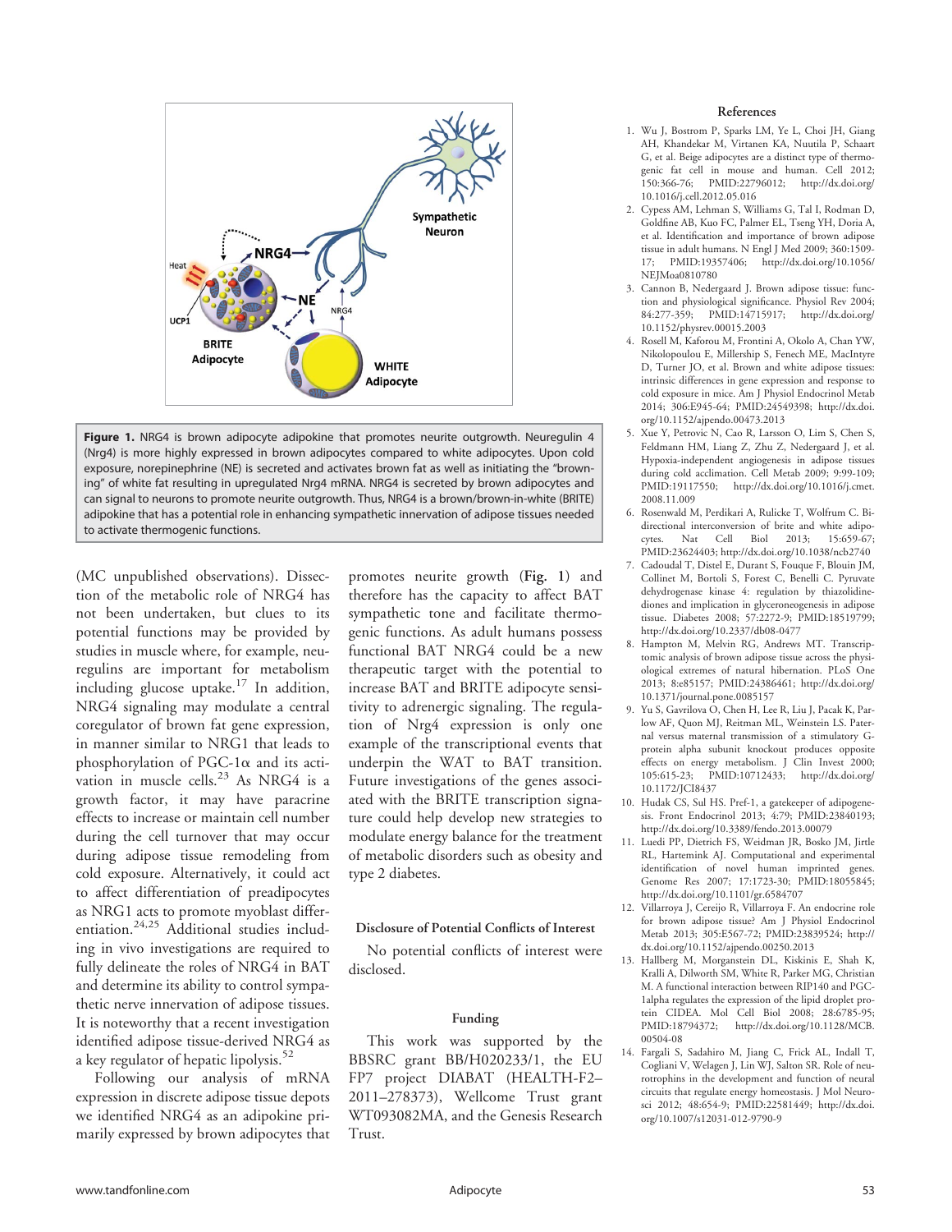**Figure 1.** NRG4 is brown adipocyte adipokine that promotes neurite outgrowth. Neuregulin 4 (Nrg4) is more highly expressed in brown adipocytes compared to white adipocytes. Upon cold exposure, norepinephrine (NE) is secreted and activates brown fat as well as initiating the "browning" of white fat resulting in upregulated Nrg4 mRNA. NRG4 is secreted by brown adipocytes and can signal to neurons to promote neurite outgrowth. Thus, NRG4 is a brown/brown-in-white (BRITE) adipokine that has a potential role in enhancing sympathetic innervation of adipose tissues needed to activate thermogenic functions.

(MC unpublished observations). Dissection of the metabolic role of NRG4 has not been undertaken, but clues to its potential functions may be provided by studies in muscle where, for example, neuregulins are important for metabolism including glucose uptake.[17] In addition, NRG4 signaling may modulate a central coregulator of brown fat gene expression, in manner similar to NRG1 that leads to phosphorylation of PGC-1α and its activation in muscle cells.[23] As NRG4 is a growth factor, it may have paracrine effects to increase or maintain cell number during the cell turnover that may occur during adipose tissue remodeling from cold exposure. Alternatively, it could act to affect differentiation of preadipocytes as NRG1 acts to promote myoblast differentiation.[24,25] Additional studies including in vivo investigations are required to fully delineate the roles of NRG4 in BAT and determine its ability to control sympathetic nerve innervation of adipose tissues. It is noteworthy that a recent investigation identified adipose tissue-derived NRG4 as a key regulator of hepatic lipolysis.[52]

Following our analysis of mRNA expression in discrete adipose tissue depots we identified NRG4 as an adipokine primarily expressed by brown adipocytes that promotes neurite growth (**Fig. 1**) and therefore has the capacity to affect BAT sympathetic tone and facilitate thermogenic functions. As adult humans possess functional BAT NRG4 could be a new therapeutic target with the potential to increase BAT and BRITE adipocyte sensitivity to adrenergic signaling. The regulation of Nrg4 expression is only one example of the transcriptional events that underpin the WAT to BAT transition. Future investigations of the genes associated with the BRITE transcription signature could help develop new strategies to modulate energy balance for the treatment of metabolic disorders such as obesity and type 2 diabetes.

### Disclosure of Potential Conflicts of Interest

No potential conflicts of interest were disclosed.

### Funding

This work was supported by the BBSRC grant BB/H020233/1, the EU FP7 project DIABAT (HEALTH-F2–2011–278373), Wellcome Trust grant WT093082MA, and the Genesis Research Trust.

### References

1. Wu J, Bostrom P, Sparks LM, Ye L, Choi JH, Giang AH, Khandekar M, Virtanen KA, Nuutila P, Schaart G, et al. Beige adipocytes are a distinct type of thermogenic fat cell in mouse and human. Cell 2012; 150:366-76; PMID:22796012; http://dx.doi.org/10.1016/j.cell.2012.05.016
2. Cypess AM, Lehman S, Williams G, Tal I, Rodman D, Goldfine AB, Kuo FC, Palmer EL, Tseng YH, Doria A, et al. Identification and importance of brown adipose tissue in adult humans. N Engl J Med 2009; 360:1509-17; PMID:19357406; http://dx.doi.org/10.1056/NEJMoa0810780
3. Cannon B, Nedergaard J. Brown adipose tissue: function and physiological significance. Physiol Rev 2004; 84:277-359; PMID:14715917; http://dx.doi.org/10.1152/physrev.00015.2003
4. Rosell M, Kaforou M, Frontini A, Okolo A, Chan YW, Nikolopoulou E, Millership S, Fenech ME, MacIntyre D, Turner JO, et al. Brown and white adipose tissues: intrinsic differences in gene expression and response to cold exposure in mice. Am J Physiol Endocrinol Metab 2014; 306:E945-64; PMID:24549398; http://dx.doi.org/10.1152/ajpendo.00473.2013
5. Xue Y, Petrovic N, Cao R, Larsson O, Lim S, Chen S, Feldmann HM, Liang Z, Zhu Z, Nedergaard J, et al. Hypoxia-independent angiogenesis in adipose tissues during cold acclimation. Cell Metab 2009; 9:99-109; PMID:19117550; http://dx.doi.org/10.1016/j.cmet.2008.11.009
6. Rosenwald M, Perdikari A, Rulicke T, Wolfrum C. Bi-directional interconversion of brite and white adipocytes. Nat Cell Biol 2013; 15:659-67; PMID:23624403; http://dx.doi.org/10.1038/ncb2740
7. Cadoudal T, Distel E, Durant S, Fouque F, Blouin JM, Collinet M, Bortoli S, Forest C, Benelli C. Pyruvate dehydrogenase kinase 4: regulation by thiazolidinediones and implication in glyceroneogenesis in adipose tissue. Diabetes 2008; 57:2272-9; PMID:18519799; http://dx.doi.org/10.2337/db08-0477
8. Hampton M, Melvin RG, Andrews MT. Transcriptomic analysis of brown adipose tissue across the physiological extremes of natural hibernation. PLoS One 2013; 8:e85157; PMID:24386461; http://dx.doi.org/10.1371/journal.pone.0085157
9. Yu S, Gavrilova O, Chen H, Lee R, Liu J, Pacak K, Parlow AF, Quon MJ, Reitman ML, Weinstein LS. Paternal versus maternal transmission of a stimulatory G-protein alpha subunit knockout produces opposite effects on energy metabolism. J Clin Invest 2000; 105:615-23; PMID:10712433; http://dx.doi.org/10.1172/JCI8437
10. Hudak CS, Sul HS. Pref-1, a gatekeeper of adipogenesis. Front Endocrinol 2013; 4:79; PMID:23840193; http://dx.doi.org/10.3389/fendo.2013.00079
11. Luedi PP, Dietrich FS, Weidman JR, Bosko JM, Jirtle RL, Hartemink AJ. Computational and experimental identification of novel human imprinted genes. Genome Res 2007; 17:1723-30; PMID:18055845; http://dx.doi.org/10.1101/gr.6584707
12. Villarroya J, Cereijo R, Villarroya F. An endocrine role for brown adipose tissue? Am J Physiol Endocrinol Metab 2013; 305:E567-72; PMID:23839524; http://dx.doi.org/10.1152/ajpendo.00250.2013
13. Hallberg M, Morganstein DL, Kiskinis E, Shah K, Kralli A, Dilworth SM, White R, Parker MG, Christian M. A functional interaction between RIP140 and PGC-1alpha regulates the expression of the lipid droplet protein CIDEA. Mol Cell Biol 2008; 28:6785-95; PMID:18794372; http://dx.doi.org/10.1128/MCB.00504-08
14. Fargali S, Sadahiro M, Jiang C, Frick AL, Indall T, Cogliani V, Welagen J, Lin WJ, Salton SR. Role of neurotrophins in the development and function of neural circuits that regulate energy homeostasis. J Mol Neurosci 2012; 48:654-9; PMID:22581449; http://dx.doi.org/10.1007/s12031-012-9790-9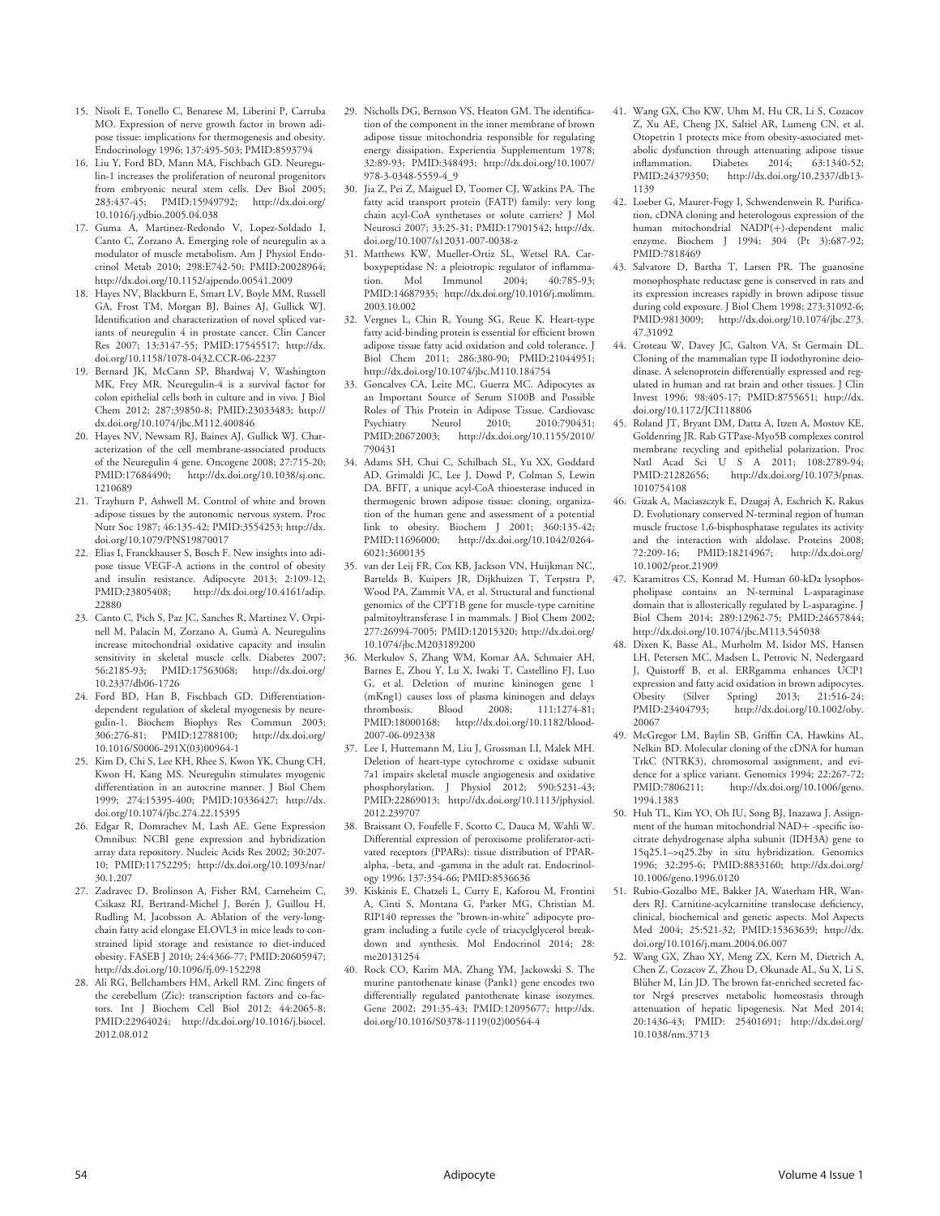15. Nisoli E, Tonello C, Benarese M, Liberini P, Carruba MO. Expression of nerve growth factor in brown adipose tissue: implications for thermogenesis and obesity. Endocrinology 1996; 137:495-503; PMID:8593794

16. Liu Y, Ford BD, Mann MA, Fischbach GD. Neuregulin-1 increases the proliferation of neuronal progenitors from embryonic neural stem cells. Dev Biol 2005; 283:437-45; PMID:15949792; http://dx.doi.org/10.1016/j.ydbio.2005.04.038

17. Guma A, Martinez-Redondo V, Lopez-Soldado I, Canto C, Zorzano A. Emerging role of neuregulin as a modulator of muscle metabolism. Am J Physiol Endocrinol Metab 2010; 298:E742-50; PMID:20028964; http://dx.doi.org/10.1152/ajpendo.00541.2009

18. Hayes NV, Blackburn E, Smart LV, Boyle MM, Russell GA, Frost TM, Morgan BJ, Baines AJ, Gullick WJ. Identification and characterization of novel spliced variants of neuregulin 4 in prostate cancer. Clin Cancer Res 2007; 13:3147-55; PMID:17545517; http://dx.doi.org/10.1158/1078-0432.CCR-06-2237

19. Bernard JK, McCann SP, Bhardwaj V, Washington MK, Frey MR. Neuregulin-4 is a survival factor for colon epithelial cells both in culture and in vivo. J Biol Chem 2012; 287:39850-8; PMID:23033483; http://dx.doi.org/10.1074/jbc.M112.400846

20. Hayes NV, Newsam RJ, Baines AJ, Gullick WJ. Characterization of the cell membrane-associated products of the Neuregulin 4 gene. Oncogene 2008; 27:715-20; PMID:17684490; http://dx.doi.org/10.1038/sj.onc.1210689

21. Trayhurn P, Ashwell M. Control of white and brown adipose tissues by the autonomic nervous system. Proc Nutr Soc 1987; 46:135-42; PMID:3554253; http://dx.doi.org/10.1079/PNS19870017

22. Elias I, Franckhauser S, Bosch F. New insights into adipose tissue VEGF-A actions in the control of obesity and insulin resistance. Adipocyte 2013; 2:109-12; PMID:23805408; http://dx.doi.org/10.4161/adip.22880

23. Canto C, Pich S, Paz JC, Sanches R, Martinez V, Orpinell M, Palacín M, Zorzano A, Gumà A. Neuregulins increase mitochondrial oxidative capacity and insulin sensitivity in skeletal muscle cells. Diabetes 2007; 56:2185-93; PMID:17563068; http://dx.doi.org/10.2337/db06-1726

24. Ford BD, Han B, Fischbach GD. Differentiation-dependent regulation of skeletal myogenesis by neuregulin-1. Biochem Biophys Res Commun 2003; 306:276-81; PMID:12788100; http://dx.doi.org/10.1016/S0006-291X(03)00964-1

25. Kim D, Chi S, Lee KH, Rhee S, Kwon YK, Chung CH, Kwon H, Kang MS. Neuregulin stimulates myogenic differentiation in an autocrine manner. J Biol Chem 1999; 274:15395-400; PMID:10336427; http://dx.doi.org/10.1074/jbc.274.22.15395

26. Edgar R, Domrachev M, Lash AE. Gene Expression Omnibus: NCBI gene expression and hybridization array data repository. Nucleic Acids Res 2002; 30:207-10; PMID:11752295; http://dx.doi.org/10.1093/nar/30.1.207

27. Zadravec D, Brolinson A, Fisher RM, Carneheim C, Csikasz RI, Bertrand-Michel J, Borén J, Guillou H, Rudling M, Jacobsson A. Ablation of the very-long-chain fatty acid elongase ELOVL3 in mice leads to constrained lipid storage and resistance to diet-induced obesity. FASEB J 2010; 24:4366-77; PMID:20605947; http://dx.doi.org/10.1096/fj.09-152298

28. Ali RG, Bellchambers HM, Arkell RM. Zinc fingers of the cerebellum (Zic): transcription factors and co-factors. Int J Biochem Cell Biol 2012; 44:2065-8; PMID:22964024; http://dx.doi.org/10.1016/j.biocel.2012.08.012

29. Nicholls DG, Bernson VS, Heaton GM. The identification of the component in the inner membrane of brown adipose tissue mitochondria responsible for regulating energy dissipation. Experientia Supplementum 1978; 32:89-93; PMID:348493; http://dx.doi.org/10.1007/978-3-0348-5559-4_9

30. Jia Z, Pei Z, Maiguel D, Toomer CJ, Watkins PA. The fatty acid transport protein (FATP) family: very long chain acyl-CoA synthetases or solute carriers? J Mol Neurosci 2007; 33:25-31; PMID:17901542; http://dx.doi.org/10.1007/s12031-007-0038-z

31. Matthews KW, Mueller-Ortiz SL, Wetsel RA. Carboxypeptidase N: a pleiotropic regulator of inflammation. Mol Immunol 2004; 40:785-93; PMID:14687935; http://dx.doi.org/10.1016/j.molimm.2003.10.002

32. Vergnes L, Chin R, Young SG, Reue K. Heart-type fatty acid-binding protein is essential for efficient brown adipose tissue fatty acid oxidation and cold tolerance. J Biol Chem 2011; 286:380-90; PMID:21044951; http://dx.doi.org/10.1074/jbc.M110.184754

33. Goncalves CA, Leite MC, Guerra MC. Adipocytes as an Important Source of Serum S100B and Possible Roles of This Protein in Adipose Tissue. Cardiovasc Psychiatry Neurol 2010; 2010:790431; PMID:20672003; http://dx.doi.org/10.1155/2010/790431

34. Adams SH, Chui C, Schilbach SL, Yu XX, Goddard AD, Grimaldi JC, Lee J, Dowd P, Colman S, Lewin DA. BFIT, a unique acyl-CoA thioesterase induced in thermogenic brown adipose tissue: cloning, organization of the human gene and assessment of a potential link to obesity. Biochem J 2001; 360:135-42; PMID:11696000; http://dx.doi.org/10.1042/0264-6021:3600135

35. van der Leij FR, Cox KB, Jackson VN, Huijkman NC, Bartelds B, Kuipers JR, Dijkhuizen T, Terpstra P, Wood PA, Zammit VA, et al. Structural and functional genomics of the CPT1B gene for muscle-type carnitine palmitoyltransferase I in mammals. J Biol Chem 2002; 277:26994-7005; PMID:12015320; http://dx.doi.org/10.1074/jbc.M203189200

36. Merkulov S, Zhang WM, Komar AA, Schmaier AH, Barnes E, Zhou Y, Lu X, Iwaki T, Castellino FJ, Luo G, et al. Deletion of murine kininogen gene 1 (mKng1) causes loss of plasma kininogen and delays thrombosis. Blood 2008; 111:1274-81; PMID:18000168; http://dx.doi.org/10.1182/blood-2007-06-092338

37. Lee I, Huttemann M, Liu J, Grossman LI, Malek MH. Deletion of heart-type cytochrome c oxidase subunit 7a1 impairs skeletal muscle angiogenesis and oxidative phosphorylation. J Physiol 2012; 590:5231-43; PMID:22869013; http://dx.doi.org/10.1113/jphysiol.2012.239707

38. Braissant O, Foufelle F, Scotto C, Dauca M, Wahli W. Differential expression of peroxisome proliferator-activated receptors (PPARs): tissue distribution of PPAR-alpha, -beta, and -gamma in the adult rat. Endocrinology 1996; 137:354-66; PMID:8536636

39. Kiskinis E, Chatzeli L, Curry E, Kaforou M, Frontini A, Cinti S, Montana G, Parker MG, Christian M. RIP140 represses the "brown-in-white" adipocyte program including a futile cycle of triacyclglycerol breakdown and synthesis. Mol Endocrinol 2014; 28: me20131254

40. Rock CO, Karim MA, Zhang YM, Jackowski S. The murine pantothenate kinase (Pank1) gene encodes two differentially regulated pantothenate kinase isozymes. Gene 2002; 291:35-43; PMID:12095677; http://dx.doi.org/10.1016/S0378-1119(02)00564-4

41. Wang GX, Cho KW, Uhm M, Hu CR, Li S, Cozacov Z, Xu AE, Cheng JX, Saltiel AR, Lumeng CN, et al. Otopetrin 1 protects mice from obesity-associated metabolic dysfunction through attenuating adipose tissue inflammation. Diabetes 2014; 63:1340-52; PMID:24379350; http://dx.doi.org/10.2337/db13-1139

42. Loeber G, Maurer-Fogy I, Schwendenwein R. Purification, cDNA cloning and heterologous expression of the human mitochondrial NADP(+)-dependent malic enzyme. Biochem J 1994; 304 (Pt 3):687-92; PMID:7818469

43. Salvatore D, Bartha T, Larsen PR. The guanosine monophosphate reductase gene is conserved in rats and its expression increases rapidly in brown adipose tissue during cold exposure. J Biol Chem 1998; 273:31092-6; PMID:9813009; http://dx.doi.org/10.1074/jbc.273.47.31092

44. Croteau W, Davey JC, Galton VA, St Germain DL. Cloning of the mammalian type II iodothyronine deiodinase. A selenoprotein differentially expressed and regulated in human and rat brain and other tissues. J Clin Invest 1996; 98:405-17; PMID:8755651; http://dx.doi.org/10.1172/JCI118806

45. Roland JT, Bryant DM, Datta A, Itzen A, Mostov KE, Goldenring JR. Rab GTPase-Myo5B complexes control membrane recycling and epithelial polarization. Proc Natl Acad Sci U S A 2011; 108:2789-94; PMID:21282656; http://dx.doi.org/10.1073/pnas.1010754108

46. Gizak A, Maciaszczyk E, Dzugaj A, Eschrich K, Rakus D. Evolutionary conserved N-terminal region of human muscle fructose 1,6-bisphosphatase regulates its activity and the interaction with aldolase. Proteins 2008; 72:209-16; PMID:18214967; http://dx.doi.org/10.1002/prot.21909

47. Karamitros CS, Konrad M. Human 60-kDa lysophospholipase contains an N-terminal L-asparaginase domain that is allosterically regulated by L-asparagine. J Biol Chem 2014; 289:12962-75; PMID:24657844; http://dx.doi.org/10.1074/jbc.M113.545038

48. Dixen K, Basse AL, Murholm M, Isidor MS, Hansen LH, Petersen MC, Madsen L, Petrovic N, Nedergaard J, Quistorff B, et al. ERRgamma enhances UCP1 expression and fatty acid oxidation in brown adipocytes. Obesity (Silver Spring) 2013; 21:516-24; PMID:23404793; http://dx.doi.org/10.1002/oby.20067

49. McGregor LM, Baylin SB, Griffin CA, Hawkins AL, Nelkin BD. Molecular cloning of the cDNA for human TrkC (NTRK3), chromosomal assignment, and evidence for a splice variant. Genomics 1994; 22:267-72; PMID:7806211; http://dx.doi.org/10.1006/geno.1994.1383

50. Huh TL, Kim YO, Oh IU, Song BJ, Inazawa J. Assignment of the human mitochondrial NAD+ -specific isocitrate dehydrogenase alpha subunit (IDH3A) gene to 15q25.1–>q25.2by in situ hybridization. Genomics 1996; 32:295-6; PMID:8833160; http://dx.doi.org/10.1006/geno.1996.0120

51. Rubio-Gozalbo ME, Bakker JA, Waterham HR, Wanders RJ. Carnitine-acylcarnitine translocase deficiency, clinical, biochemical and genetic aspects. Mol Aspects Med 2004; 25:521-32; PMID:15363639; http://dx.doi.org/10.1016/j.mam.2004.06.007

52. Wang GX, Zhao XY, Meng ZX, Kern M, Dietrich A, Chen Z, Cozacov Z, Zhou D, Okunade AL, Su X, Li S, Blüher M, Lin JD. The brown fat-enriched secreted factor Nrg4 preserves metabolic homeostasis through attenuation of hepatic lipogenesis. Nat Med 2014; 20:1436-43; PMID: 25401691; http://dx.doi.org/10.1038/nm.3713